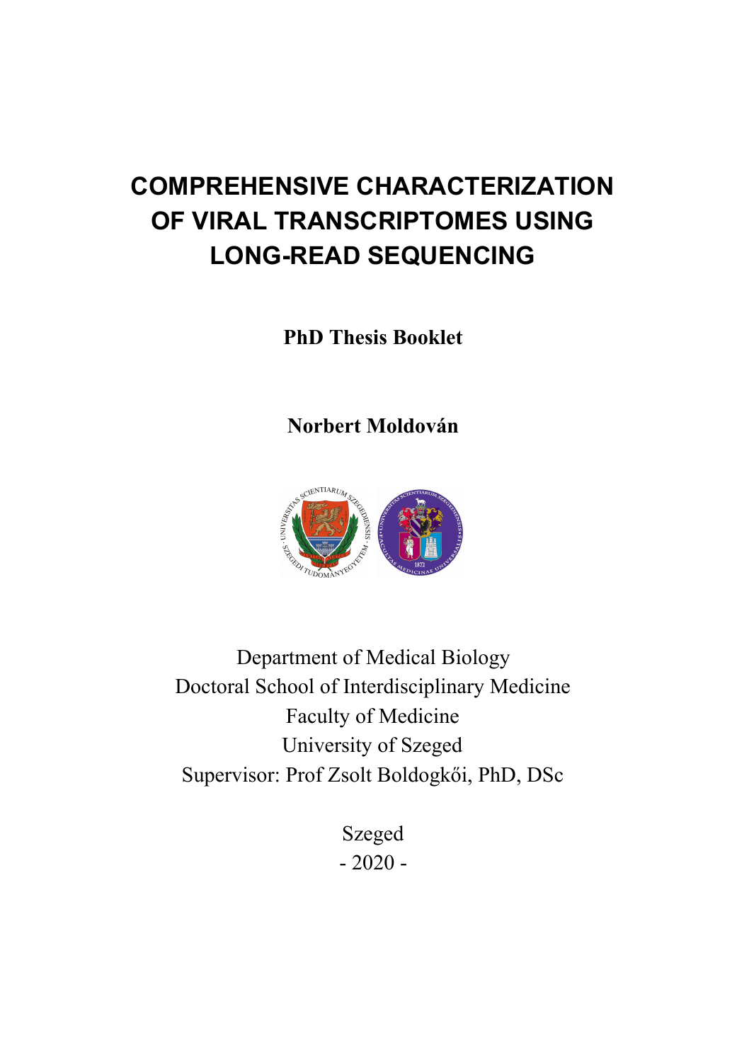# COMPREHENSIVE CHARACTERIZATION OF VIRAL TRANSCRIPTOMES USING LONG-READ SEQUENCING

**PhD Thesis Booklet**

**Norbert Moldován**

Department of Medical Biology
Doctoral School of Interdisciplinary Medicine
Faculty of Medicine
University of Szeged
Supervisor: Prof Zsolt Boldogkői, PhD, DSc

Szeged
- 2020 -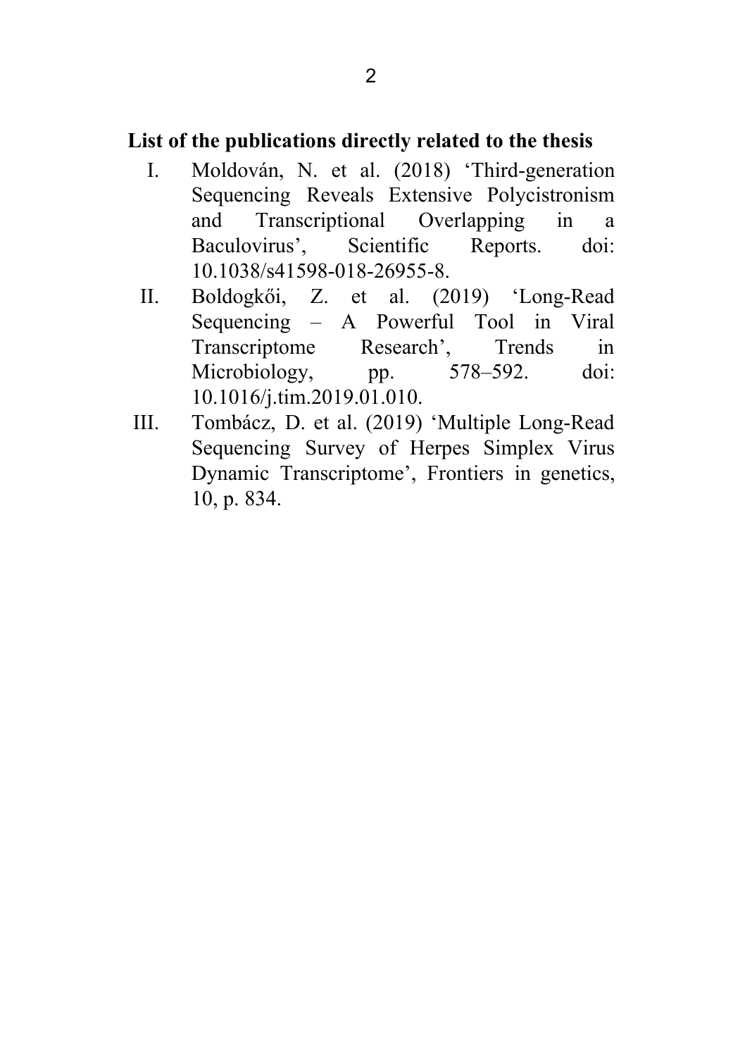## List of the publications directly related to the thesis

I. Moldován, N. et al. (2018) 'Third-generation Sequencing Reveals Extensive Polycistronism and Transcriptional Overlapping in a Baculovirus', Scientific Reports. doi: 10.1038/s41598-018-26955-8.

II. Boldogkői, Z. et al. (2019) 'Long-Read Sequencing – A Powerful Tool in Viral Transcriptome Research', Trends in Microbiology, pp. 578–592. doi: 10.1016/j.tim.2019.01.010.

III. Tombácz, D. et al. (2019) 'Multiple Long-Read Sequencing Survey of Herpes Simplex Virus Dynamic Transcriptome', Frontiers in genetics, 10, p. 834.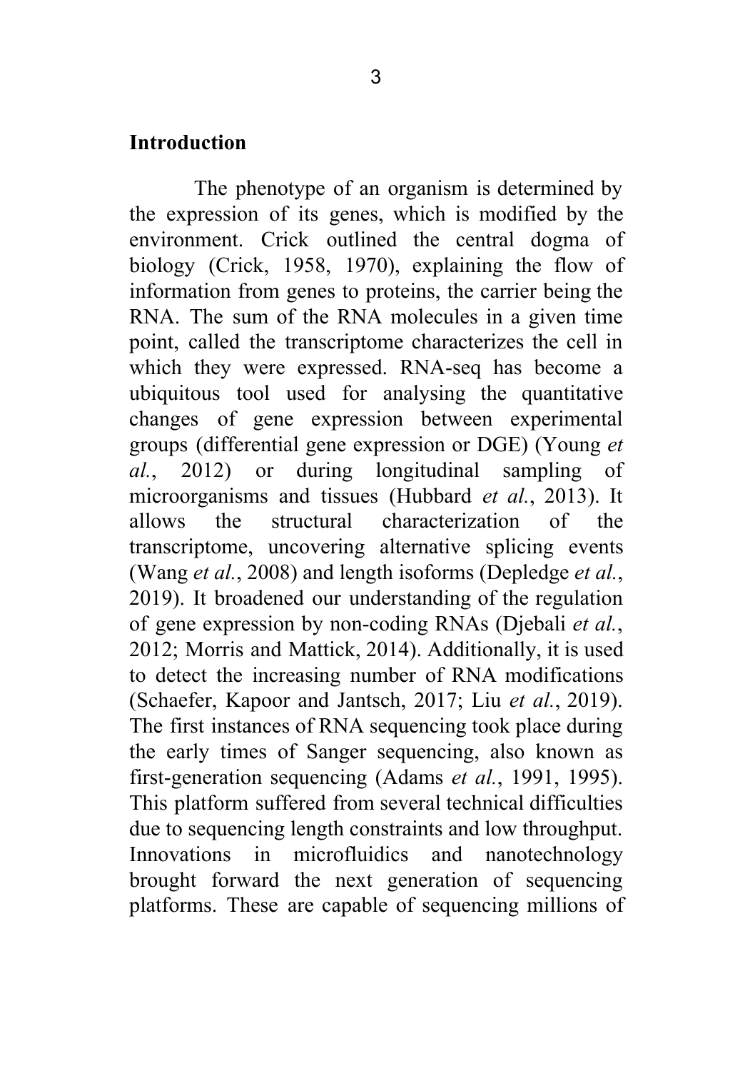## Introduction

The phenotype of an organism is determined by the expression of its genes, which is modified by the environment. Crick outlined the central dogma of biology (Crick, 1958, 1970), explaining the flow of information from genes to proteins, the carrier being the RNA. The sum of the RNA molecules in a given time point, called the transcriptome characterizes the cell in which they were expressed. RNA-seq has become a ubiquitous tool used for analysing the quantitative changes of gene expression between experimental groups (differential gene expression or DGE) (Young *et al.*, 2012) or during longitudinal sampling of microorganisms and tissues (Hubbard *et al.*, 2013). It allows the structural characterization of the transcriptome, uncovering alternative splicing events (Wang *et al.*, 2008) and length isoforms (Depledge *et al.*, 2019). It broadened our understanding of the regulation of gene expression by non-coding RNAs (Djebali *et al.*, 2012; Morris and Mattick, 2014). Additionally, it is used to detect the increasing number of RNA modifications (Schaefer, Kapoor and Jantsch, 2017; Liu *et al.*, 2019). The first instances of RNA sequencing took place during the early times of Sanger sequencing, also known as first-generation sequencing (Adams *et al.*, 1991, 1995). This platform suffered from several technical difficulties due to sequencing length constraints and low throughput. Innovations in microfluidics and nanotechnology brought forward the next generation of sequencing platforms. These are capable of sequencing millions of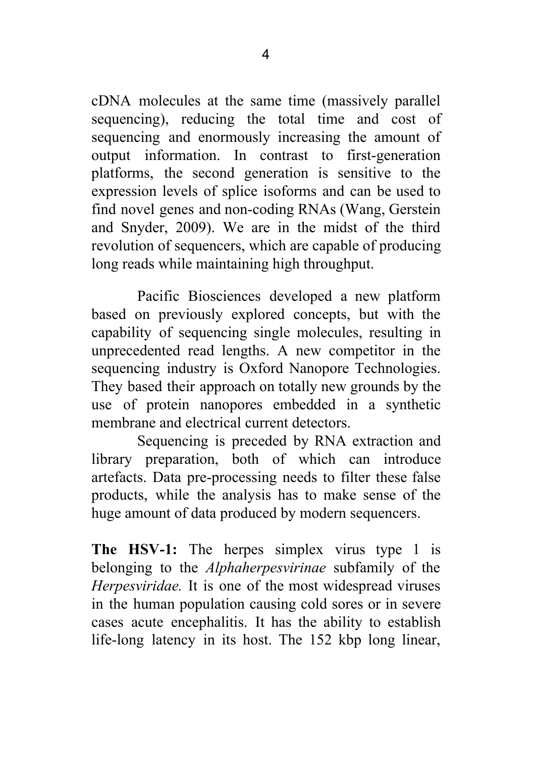cDNA molecules at the same time (massively parallel sequencing), reducing the total time and cost of sequencing and enormously increasing the amount of output information. In contrast to first-generation platforms, the second generation is sensitive to the expression levels of splice isoforms and can be used to find novel genes and non-coding RNAs (Wang, Gerstein and Snyder, 2009). We are in the midst of the third revolution of sequencers, which are capable of producing long reads while maintaining high throughput.

Pacific Biosciences developed a new platform based on previously explored concepts, but with the capability of sequencing single molecules, resulting in unprecedented read lengths. A new competitor in the sequencing industry is Oxford Nanopore Technologies. They based their approach on totally new grounds by the use of protein nanopores embedded in a synthetic membrane and electrical current detectors.

Sequencing is preceded by RNA extraction and library preparation, both of which can introduce artefacts. Data pre-processing needs to filter these false products, while the analysis has to make sense of the huge amount of data produced by modern sequencers.

**The HSV-1:** The herpes simplex virus type 1 is belonging to the *Alphaherpesvirinae* subfamily of the *Herpesviridae.* It is one of the most widespread viruses in the human population causing cold sores or in severe cases acute encephalitis. It has the ability to establish life-long latency in its host. The 152 kbp long linear,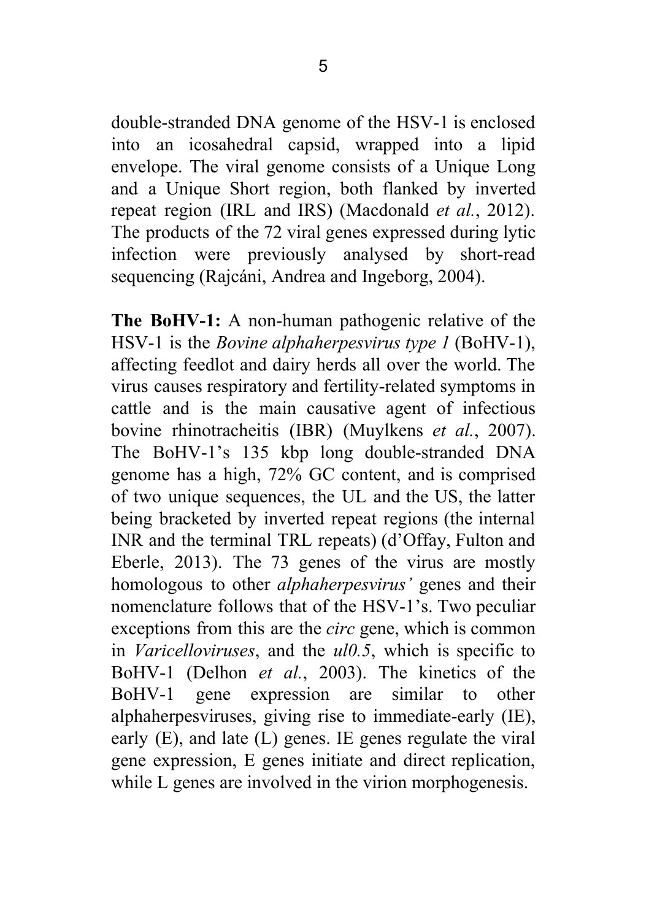double-stranded DNA genome of the HSV-1 is enclosed into an icosahedral capsid, wrapped into a lipid envelope. The viral genome consists of a Unique Long and a Unique Short region, both flanked by inverted repeat region (IRL and IRS) (Macdonald *et al.*, 2012). The products of the 72 viral genes expressed during lytic infection were previously analysed by short-read sequencing (Rajcáni, Andrea and Ingeborg, 2004).

**The BoHV-1:** A non-human pathogenic relative of the HSV-1 is the *Bovine alphaherpesvirus type 1* (BoHV-1), affecting feedlot and dairy herds all over the world. The virus causes respiratory and fertility-related symptoms in cattle and is the main causative agent of infectious bovine rhinotracheitis (IBR) (Muylkens *et al.*, 2007). The BoHV-1's 135 kbp long double-stranded DNA genome has a high, 72% GC content, and is comprised of two unique sequences, the UL and the US, the latter being bracketed by inverted repeat regions (the internal INR and the terminal TRL repeats) (d'Offay, Fulton and Eberle, 2013). The 73 genes of the virus are mostly homologous to other *alphaherpesvirus'* genes and their nomenclature follows that of the HSV-1's. Two peculiar exceptions from this are the *circ* gene, which is common in *Varicelloviruses*, and the *ul0.5*, which is specific to BoHV-1 (Delhon *et al.*, 2003). The kinetics of the BoHV-1 gene expression are similar to other alphaherpesviruses, giving rise to immediate-early (IE), early (E), and late (L) genes. IE genes regulate the viral gene expression, E genes initiate and direct replication, while L genes are involved in the virion morphogenesis.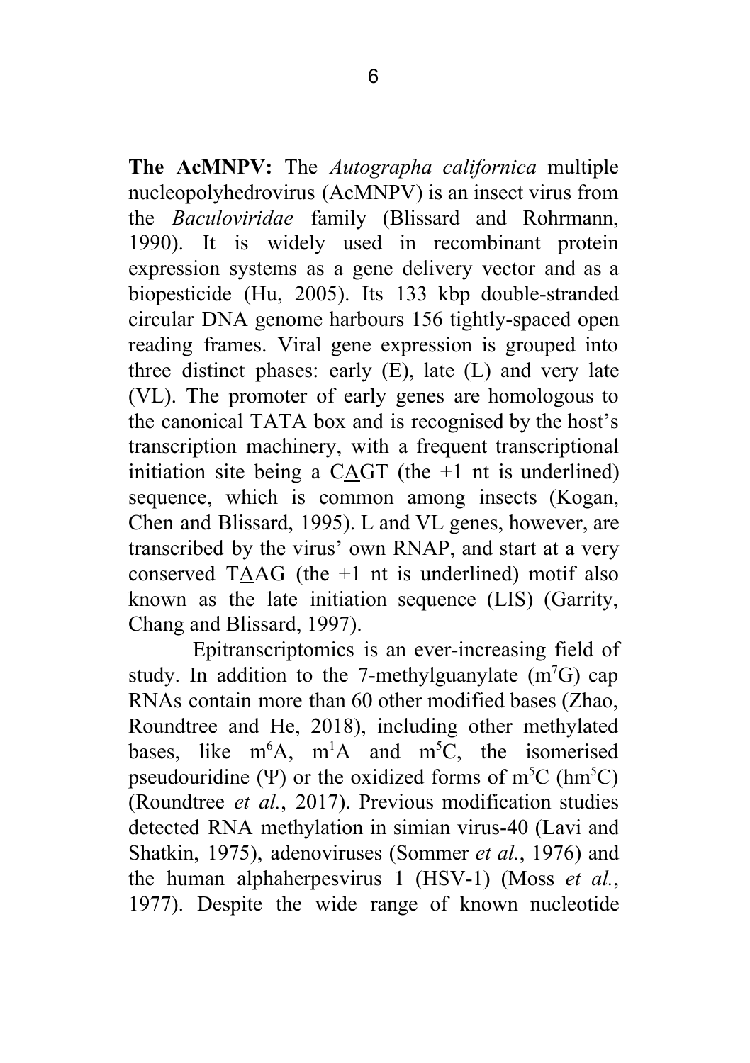**The AcMNPV:** The *Autographa californica* multiple nucleopolyhedrovirus (AcMNPV) is an insect virus from the *Baculoviridae* family (Blissard and Rohrmann, 1990). It is widely used in recombinant protein expression systems as a gene delivery vector and as a biopesticide (Hu, 2005). Its 133 kbp double-stranded circular DNA genome harbours 156 tightly-spaced open reading frames. Viral gene expression is grouped into three distinct phases: early (E), late (L) and very late (VL). The promoter of early genes are homologous to the canonical TATA box and is recognised by the host's transcription machinery, with a frequent transcriptional initiation site being a C<u>A</u>GT (the +1 nt is underlined) sequence, which is common among insects (Kogan, Chen and Blissard, 1995). L and VL genes, however, are transcribed by the virus' own RNAP, and start at a very conserved T<u>A</u>AG (the +1 nt is underlined) motif also known as the late initiation sequence (LIS) (Garrity, Chang and Blissard, 1997).

Epitranscriptomics is an ever-increasing field of study. In addition to the 7-methylguanylate ($m^7G$) cap RNAs contain more than 60 other modified bases (Zhao, Roundtree and He, 2018), including other methylated bases, like $m^6A$, $m^1A$ and $m^5C$, the isomerised pseudouridine (Ψ) or the oxidized forms of $m^5C$ ($hm^5C$) (Roundtree *et al.*, 2017). Previous modification studies detected RNA methylation in simian virus-40 (Lavi and Shatkin, 1975), adenoviruses (Sommer *et al.*, 1976) and the human alphaherpesvirus 1 (HSV-1) (Moss *et al.*, 1977). Despite the wide range of known nucleotide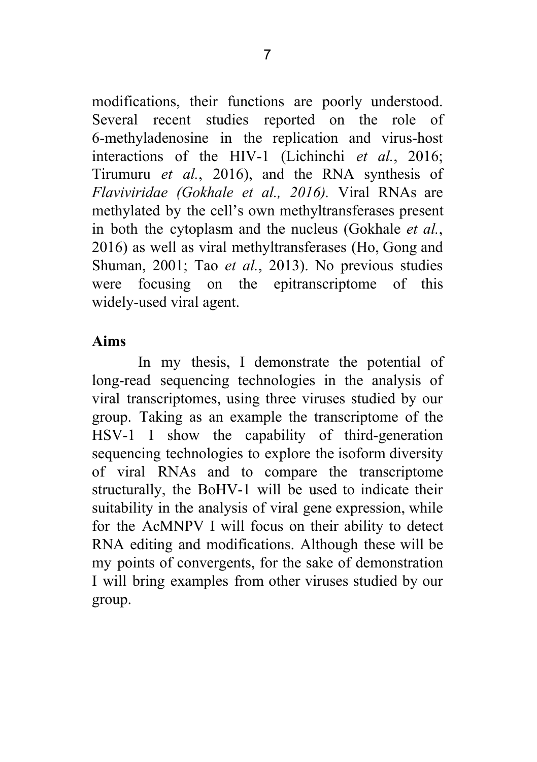modifications, their functions are poorly understood. Several recent studies reported on the role of 6-methyladenosine in the replication and virus-host interactions of the HIV-1 (Lichinchi *et al.*, 2016; Tirumuru *et al.*, 2016), and the RNA synthesis of *Flaviviridae (Gokhale et al., 2016).* Viral RNAs are methylated by the cell's own methyltransferases present in both the cytoplasm and the nucleus (Gokhale *et al.*, 2016) as well as viral methyltransferases (Ho, Gong and Shuman, 2001; Tao *et al.*, 2013). No previous studies were focusing on the epitranscriptome of this widely-used viral agent.

## Aims

In my thesis, I demonstrate the potential of long-read sequencing technologies in the analysis of viral transcriptomes, using three viruses studied by our group. Taking as an example the transcriptome of the HSV-1 I show the capability of third-generation sequencing technologies to explore the isoform diversity of viral RNAs and to compare the transcriptome structurally, the BoHV-1 will be used to indicate their suitability in the analysis of viral gene expression, while for the AcMNPV I will focus on their ability to detect RNA editing and modifications. Although these will be my points of convergents, for the sake of demonstration I will bring examples from other viruses studied by our group.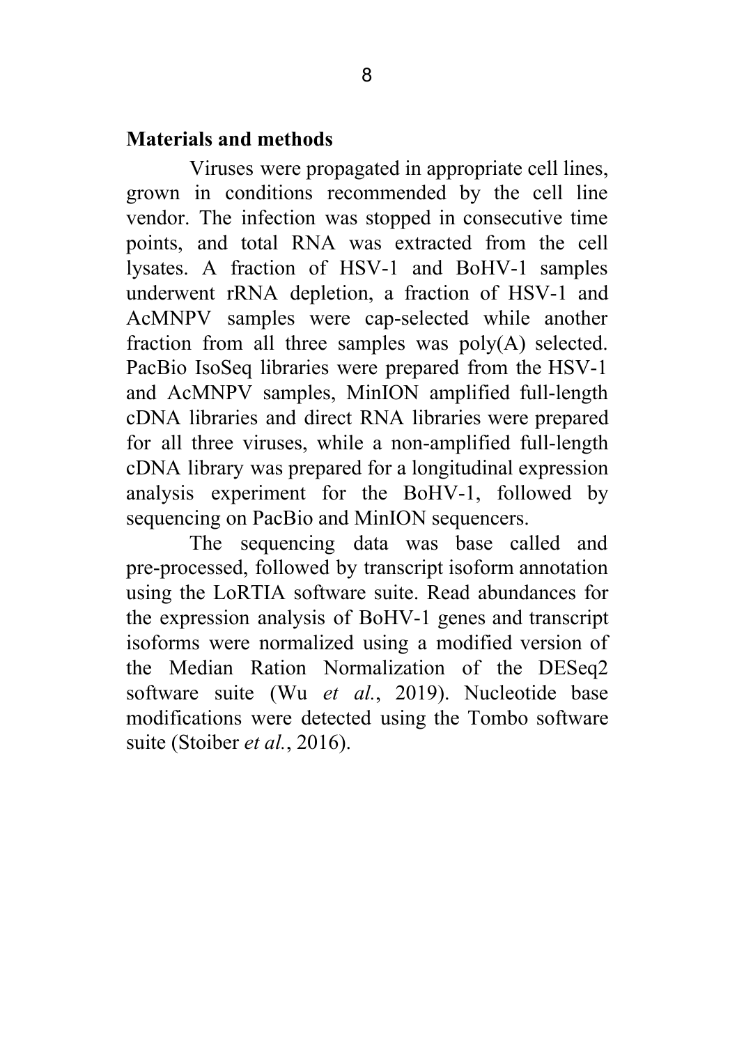## Materials and methods

Viruses were propagated in appropriate cell lines, grown in conditions recommended by the cell line vendor. The infection was stopped in consecutive time points, and total RNA was extracted from the cell lysates. A fraction of HSV-1 and BoHV-1 samples underwent rRNA depletion, a fraction of HSV-1 and AcMNPV samples were cap-selected while another fraction from all three samples was poly(A) selected. PacBio IsoSeq libraries were prepared from the HSV-1 and AcMNPV samples, MinION amplified full-length cDNA libraries and direct RNA libraries were prepared for all three viruses, while a non-amplified full-length cDNA library was prepared for a longitudinal expression analysis experiment for the BoHV-1, followed by sequencing on PacBio and MinION sequencers.

The sequencing data was base called and pre-processed, followed by transcript isoform annotation using the LoRTIA software suite. Read abundances for the expression analysis of BoHV-1 genes and transcript isoforms were normalized using a modified version of the Median Ration Normalization of the DESeq2 software suite (Wu *et al.*, 2019). Nucleotide base modifications were detected using the Tombo software suite (Stoiber *et al.*, 2016).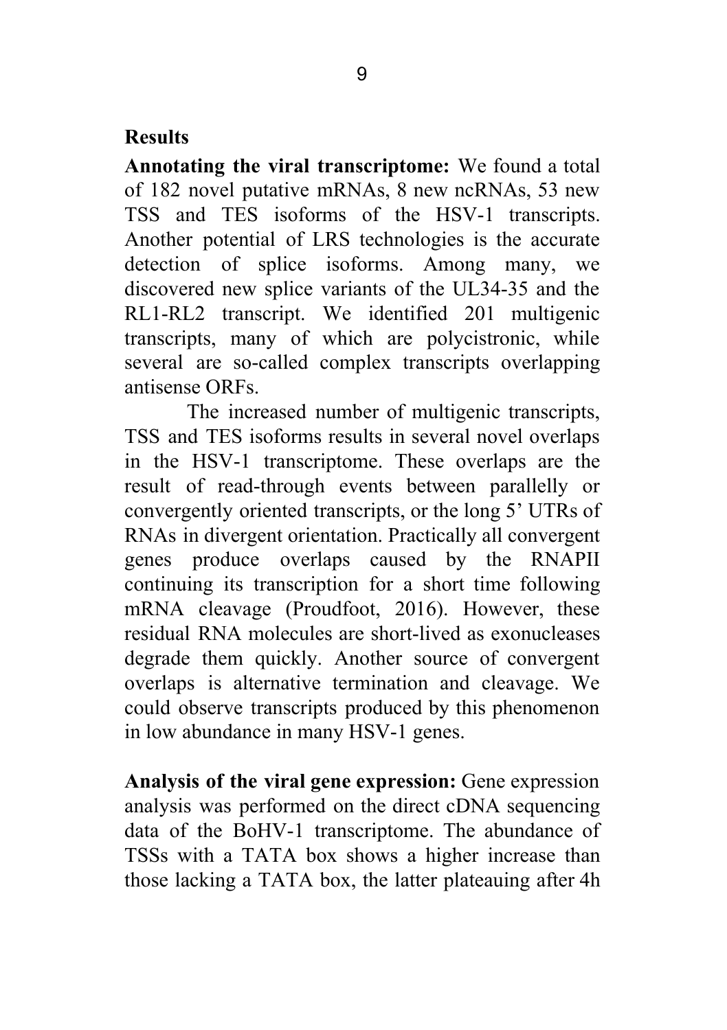## Results

**Annotating the viral transcriptome:** We found a total of 182 novel putative mRNAs, 8 new ncRNAs, 53 new TSS and TES isoforms of the HSV-1 transcripts. Another potential of LRS technologies is the accurate detection of splice isoforms. Among many, we discovered new splice variants of the UL34-35 and the RL1-RL2 transcript. We identified 201 multigenic transcripts, many of which are polycistronic, while several are so-called complex transcripts overlapping antisense ORFs.

The increased number of multigenic transcripts, TSS and TES isoforms results in several novel overlaps in the HSV-1 transcriptome. These overlaps are the result of read-through events between parallelly or convergently oriented transcripts, or the long 5' UTRs of RNAs in divergent orientation. Practically all convergent genes produce overlaps caused by the RNAPII continuing its transcription for a short time following mRNA cleavage (Proudfoot, 2016). However, these residual RNA molecules are short-lived as exonucleases degrade them quickly. Another source of convergent overlaps is alternative termination and cleavage. We could observe transcripts produced by this phenomenon in low abundance in many HSV-1 genes.

**Analysis of the viral gene expression:** Gene expression analysis was performed on the direct cDNA sequencing data of the BoHV-1 transcriptome. The abundance of TSSs with a TATA box shows a higher increase than those lacking a TATA box, the latter plateauing after 4h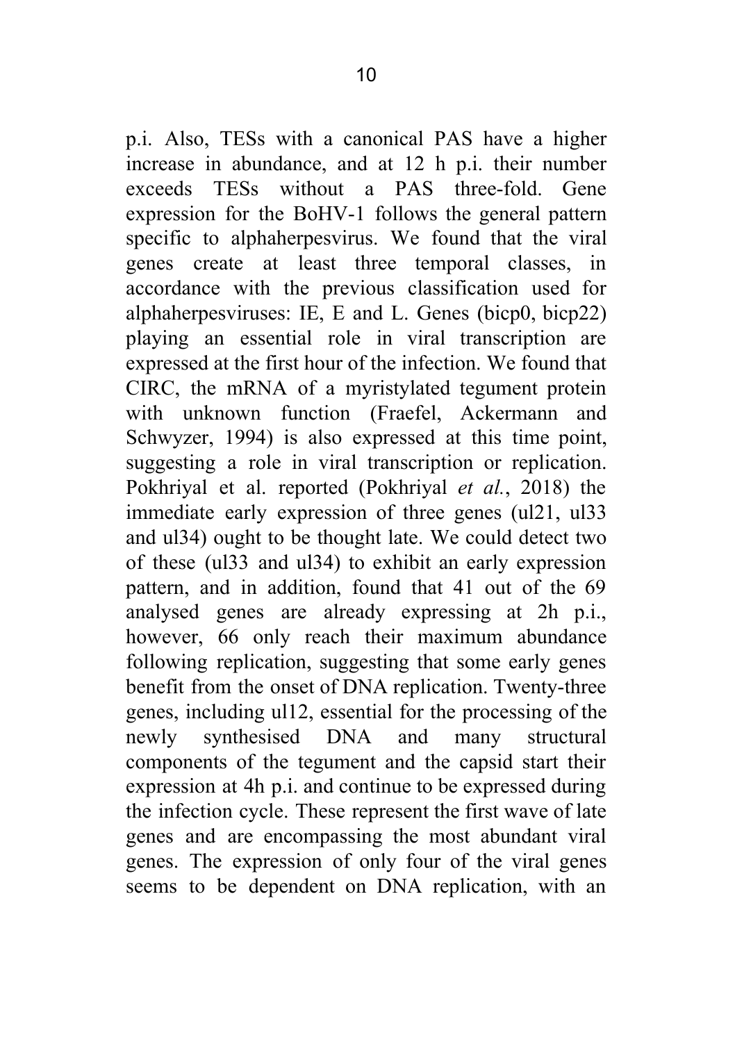p.i. Also, TESs with a canonical PAS have a higher increase in abundance, and at 12 h p.i. their number exceeds TESs without a PAS three-fold. Gene expression for the BoHV-1 follows the general pattern specific to alphaherpesvirus. We found that the viral genes create at least three temporal classes, in accordance with the previous classification used for alphaherpesviruses: IE, E and L. Genes (bicp0, bicp22) playing an essential role in viral transcription are expressed at the first hour of the infection. We found that CIRC, the mRNA of a myristylated tegument protein with unknown function (Fraefel, Ackermann and Schwyzer, 1994) is also expressed at this time point, suggesting a role in viral transcription or replication. Pokhriyal et al. reported (Pokhriyal *et al.*, 2018) the immediate early expression of three genes (ul21, ul33 and ul34) ought to be thought late. We could detect two of these (ul33 and ul34) to exhibit an early expression pattern, and in addition, found that 41 out of the 69 analysed genes are already expressing at 2h p.i., however, 66 only reach their maximum abundance following replication, suggesting that some early genes benefit from the onset of DNA replication. Twenty-three genes, including ul12, essential for the processing of the newly synthesised DNA and many structural components of the tegument and the capsid start their expression at 4h p.i. and continue to be expressed during the infection cycle. These represent the first wave of late genes and are encompassing the most abundant viral genes. The expression of only four of the viral genes seems to be dependent on DNA replication, with an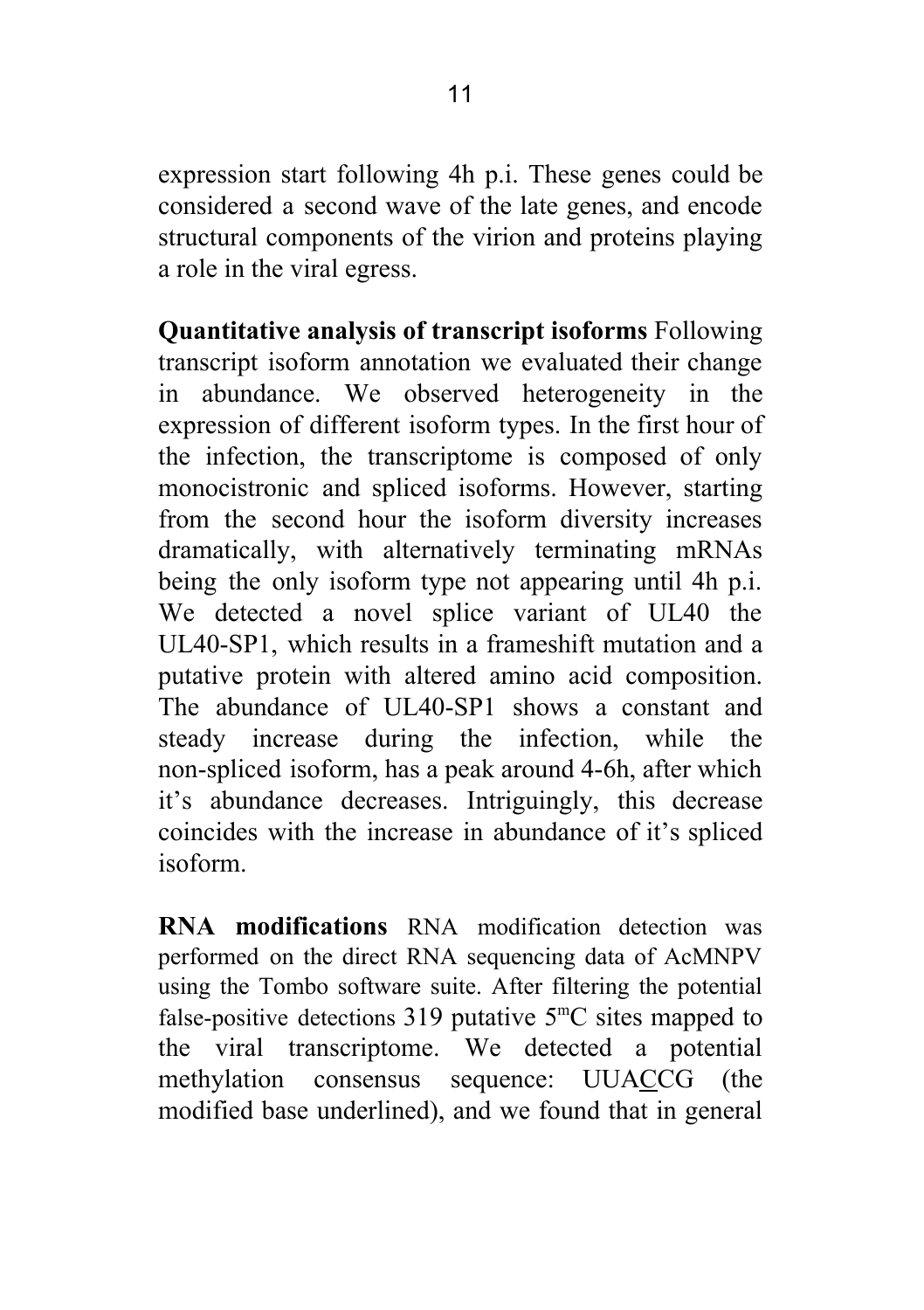expression start following 4h p.i. These genes could be considered a second wave of the late genes, and encode structural components of the virion and proteins playing a role in the viral egress.

**Quantitative analysis of transcript isoforms** Following transcript isoform annotation we evaluated their change in abundance. We observed heterogeneity in the expression of different isoform types. In the first hour of the infection, the transcriptome is composed of only monocistronic and spliced isoforms. However, starting from the second hour the isoform diversity increases dramatically, with alternatively terminating mRNAs being the only isoform type not appearing until 4h p.i. We detected a novel splice variant of UL40 the UL40-SP1, which results in a frameshift mutation and a putative protein with altered amino acid composition. The abundance of UL40-SP1 shows a constant and steady increase during the infection, while the non-spliced isoform, has a peak around 4-6h, after which it's abundance decreases. Intriguingly, this decrease coincides with the increase in abundance of it's spliced isoform.

**RNA modifications** RNA modification detection was performed on the direct RNA sequencing data of AcMNPV using the Tombo software suite. After filtering the potential false-positive detections 319 putative $5^{m}$C sites mapped to the viral transcriptome. We detected a potential methylation consensus sequence: UUA<u>C</u>CG (the modified base underlined), and we found that in general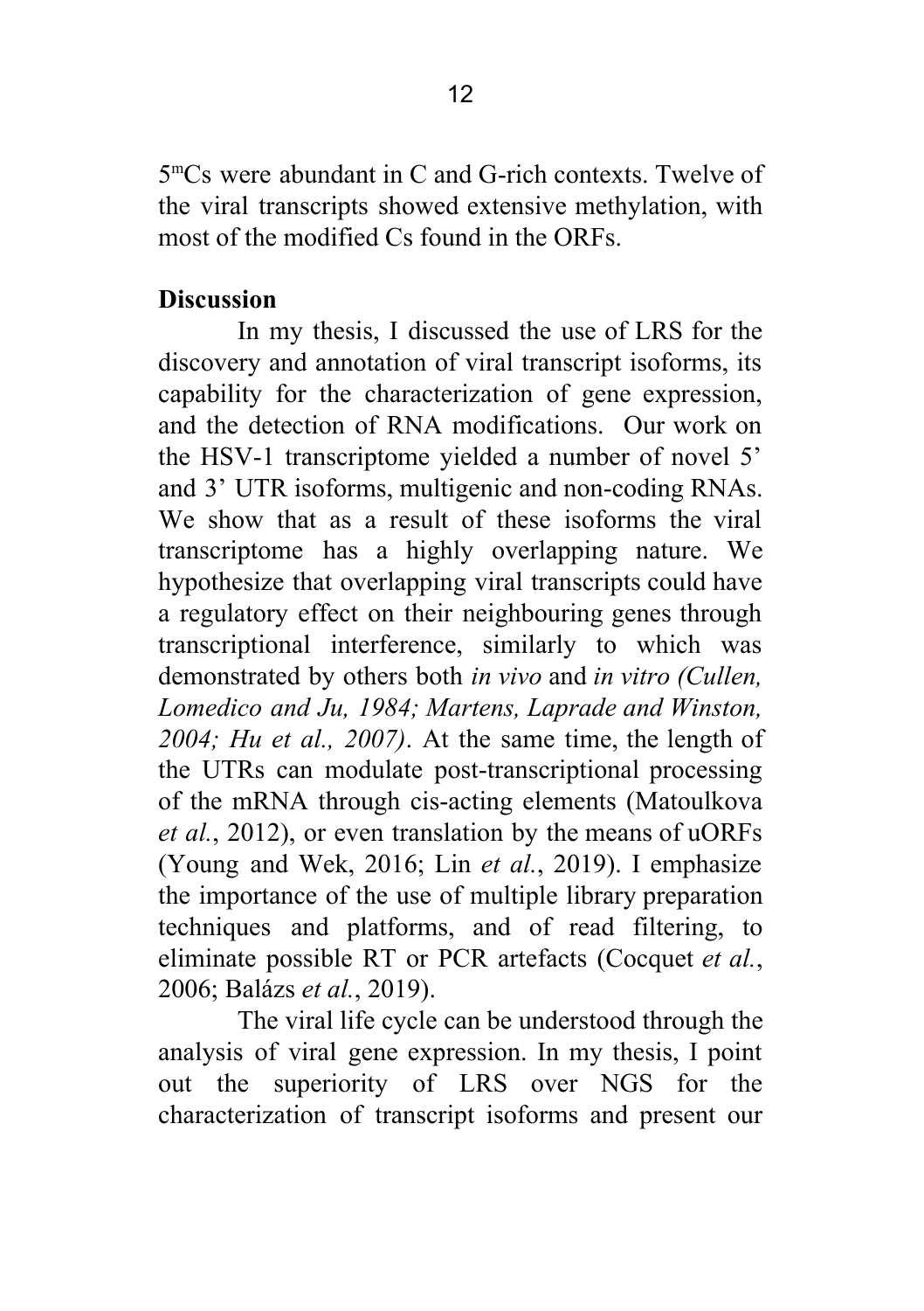$5^{m}$Cs were abundant in C and G-rich contexts. Twelve of the viral transcripts showed extensive methylation, with most of the modified Cs found in the ORFs.

**Discussion**

In my thesis, I discussed the use of LRS for the discovery and annotation of viral transcript isoforms, its capability for the characterization of gene expression, and the detection of RNA modifications. Our work on the HSV-1 transcriptome yielded a number of novel 5' and 3' UTR isoforms, multigenic and non-coding RNAs. We show that as a result of these isoforms the viral transcriptome has a highly overlapping nature. We hypothesize that overlapping viral transcripts could have a regulatory effect on their neighbouring genes through transcriptional interference, similarly to which was demonstrated by others both *in vivo* and *in vitro (Cullen, Lomedico and Ju, 1984; Martens, Laprade and Winston, 2004; Hu et al., 2007)*. At the same time, the length of the UTRs can modulate post-transcriptional processing of the mRNA through cis-acting elements (Matoulkova *et al.*, 2012), or even translation by the means of uORFs (Young and Wek, 2016; Lin *et al.*, 2019). I emphasize the importance of the use of multiple library preparation techniques and platforms, and of read filtering, to eliminate possible RT or PCR artefacts (Cocquet *et al.*, 2006; Balázs *et al.*, 2019).

The viral life cycle can be understood through the analysis of viral gene expression. In my thesis, I point out the superiority of LRS over NGS for the characterization of transcript isoforms and present our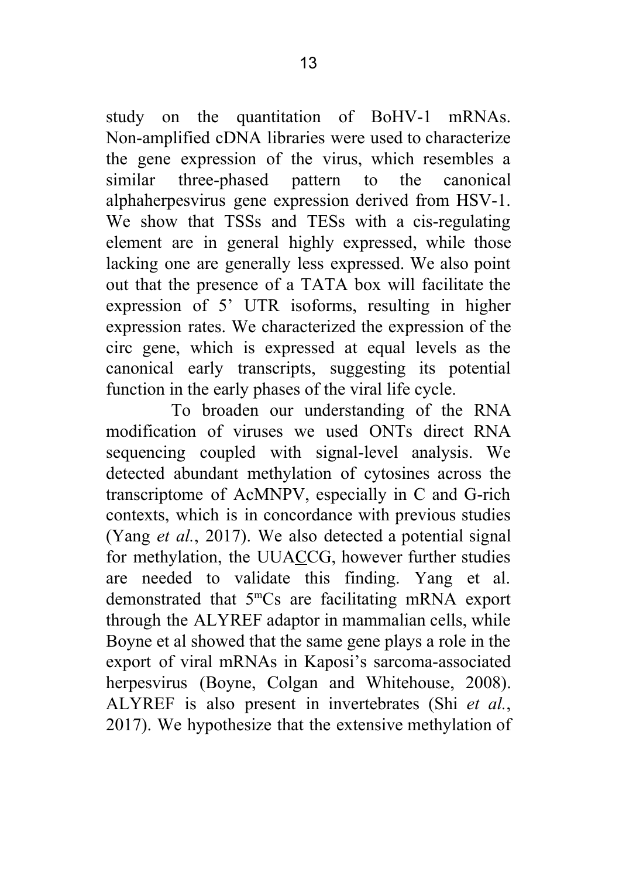study on the quantitation of BoHV-1 mRNAs. Non-amplified cDNA libraries were used to characterize the gene expression of the virus, which resembles a similar three-phased pattern to the canonical alphaherpesvirus gene expression derived from HSV-1. We show that TSSs and TESs with a cis-regulating element are in general highly expressed, while those lacking one are generally less expressed. We also point out that the presence of a TATA box will facilitate the expression of 5' UTR isoforms, resulting in higher expression rates. We characterized the expression of the circ gene, which is expressed at equal levels as the canonical early transcripts, suggesting its potential function in the early phases of the viral life cycle.

To broaden our understanding of the RNA modification of viruses we used ONTs direct RNA sequencing coupled with signal-level analysis. We detected abundant methylation of cytosines across the transcriptome of AcMNPV, especially in C and G-rich contexts, which is in concordance with previous studies (Yang *et al.*, 2017). We also detected a potential signal for methylation, the UUA<u>C</u>CG, however further studies are needed to validate this finding. Yang et al. demonstrated that $5^{m}$Cs are facilitating mRNA export through the ALYREF adaptor in mammalian cells, while Boyne et al showed that the same gene plays a role in the export of viral mRNAs in Kaposi's sarcoma-associated herpesvirus (Boyne, Colgan and Whitehouse, 2008). ALYREF is also present in invertebrates (Shi *et al.*, 2017). We hypothesize that the extensive methylation of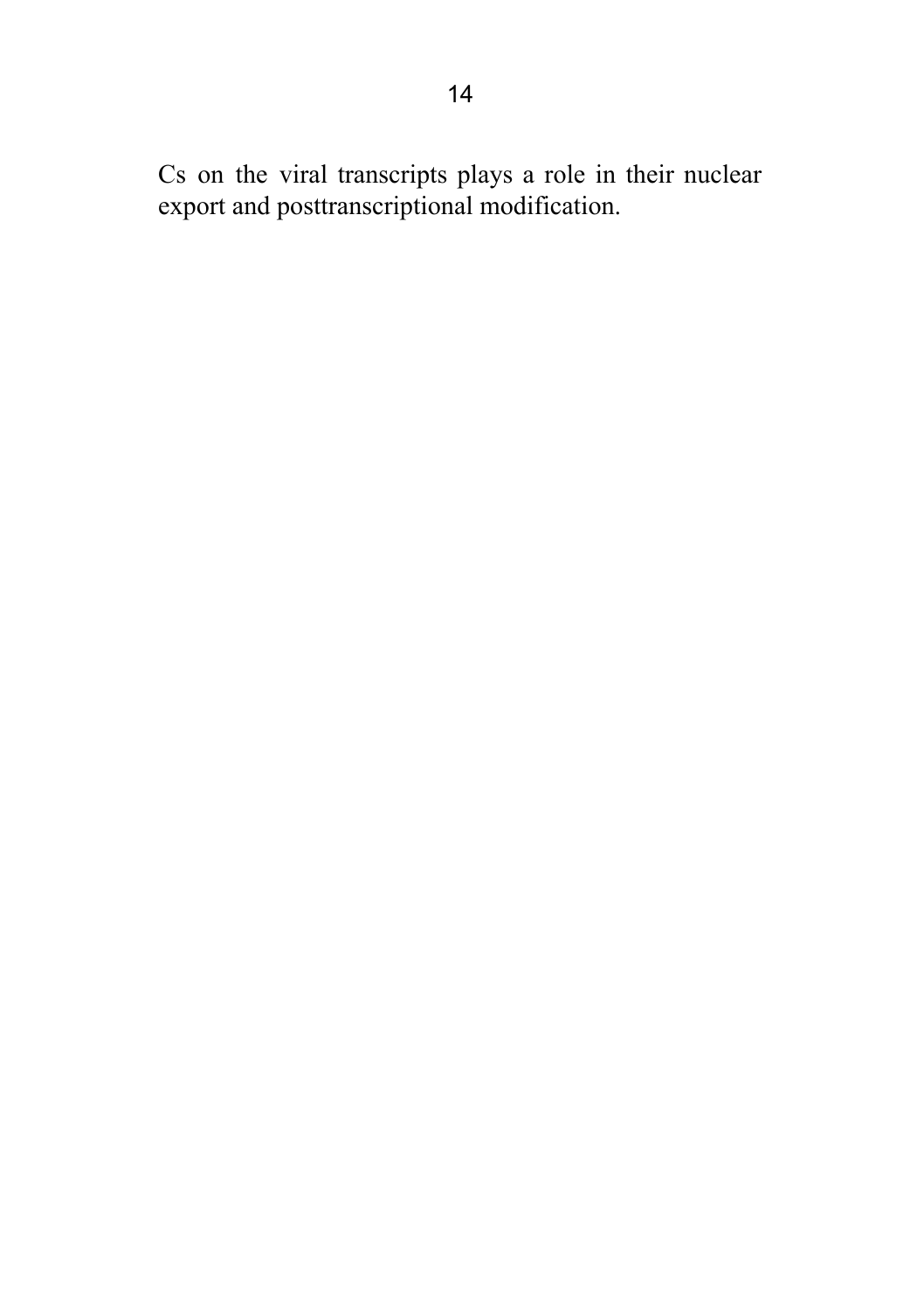Cs on the viral transcripts plays a role in their nuclear export and posttranscriptional modification.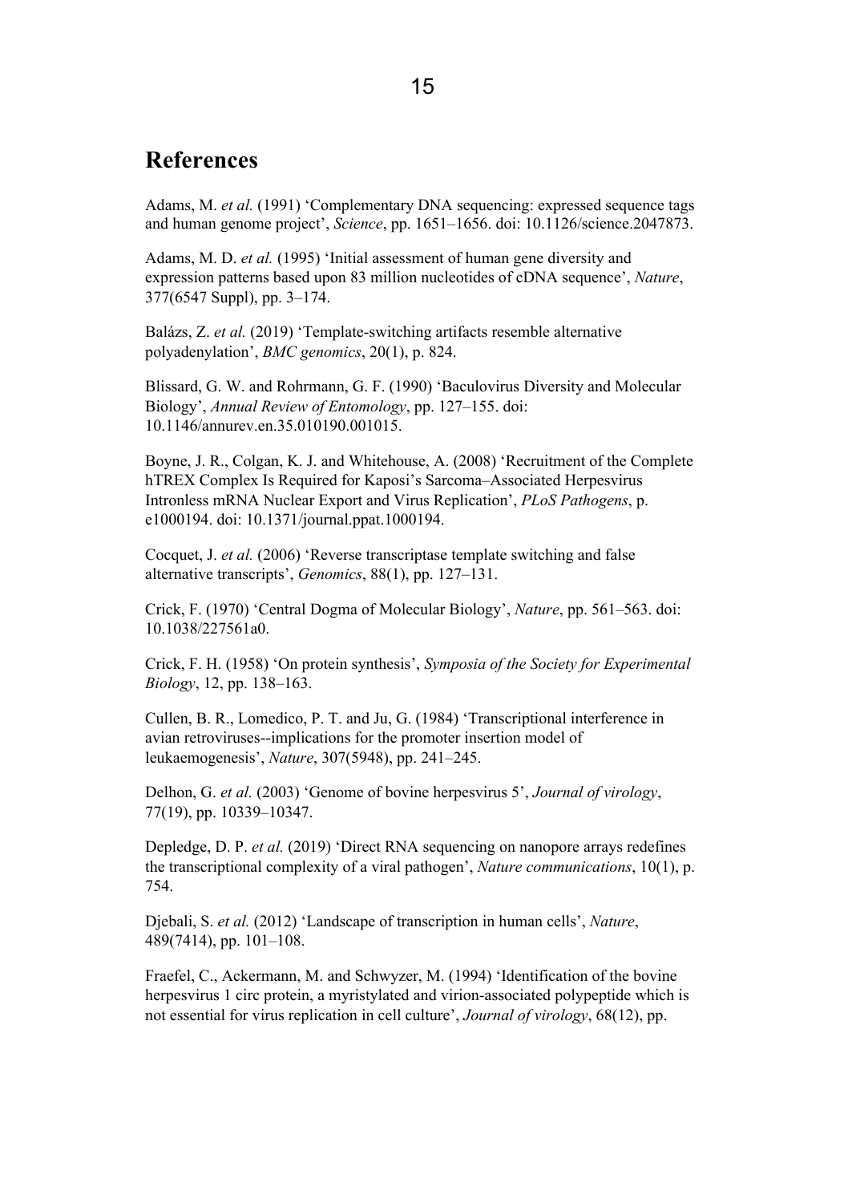# References

Adams, M. *et al.* (1991) 'Complementary DNA sequencing: expressed sequence tags and human genome project', *Science*, pp. 1651–1656. doi: 10.1126/science.2047873.

Adams, M. D. *et al.* (1995) 'Initial assessment of human gene diversity and expression patterns based upon 83 million nucleotides of cDNA sequence', *Nature*, 377(6547 Suppl), pp. 3–174.

Balázs, Z. *et al.* (2019) 'Template-switching artifacts resemble alternative polyadenylation', *BMC genomics*, 20(1), p. 824.

Blissard, G. W. and Rohrmann, G. F. (1990) 'Baculovirus Diversity and Molecular Biology', *Annual Review of Entomology*, pp. 127–155. doi: 10.1146/annurev.en.35.010190.001015.

Boyne, J. R., Colgan, K. J. and Whitehouse, A. (2008) 'Recruitment of the Complete hTREX Complex Is Required for Kaposi's Sarcoma–Associated Herpesvirus Intronless mRNA Nuclear Export and Virus Replication', *PLoS Pathogens*, p. e1000194. doi: 10.1371/journal.ppat.1000194.

Cocquet, J. *et al.* (2006) 'Reverse transcriptase template switching and false alternative transcripts', *Genomics*, 88(1), pp. 127–131.

Crick, F. (1970) 'Central Dogma of Molecular Biology', *Nature*, pp. 561–563. doi: 10.1038/227561a0.

Crick, F. H. (1958) 'On protein synthesis', *Symposia of the Society for Experimental Biology*, 12, pp. 138–163.

Cullen, B. R., Lomedico, P. T. and Ju, G. (1984) 'Transcriptional interference in avian retroviruses--implications for the promoter insertion model of leukaemogenesis', *Nature*, 307(5948), pp. 241–245.

Delhon, G. *et al.* (2003) 'Genome of bovine herpesvirus 5', *Journal of virology*, 77(19), pp. 10339–10347.

Depledge, D. P. *et al.* (2019) 'Direct RNA sequencing on nanopore arrays redefines the transcriptional complexity of a viral pathogen', *Nature communications*, 10(1), p. 754.

Djebali, S. *et al.* (2012) 'Landscape of transcription in human cells', *Nature*, 489(7414), pp. 101–108.

Fraefel, C., Ackermann, M. and Schwyzer, M. (1994) 'Identification of the bovine herpesvirus 1 circ protein, a myristylated and virion-associated polypeptide which is not essential for virus replication in cell culture', *Journal of virology*, 68(12), pp.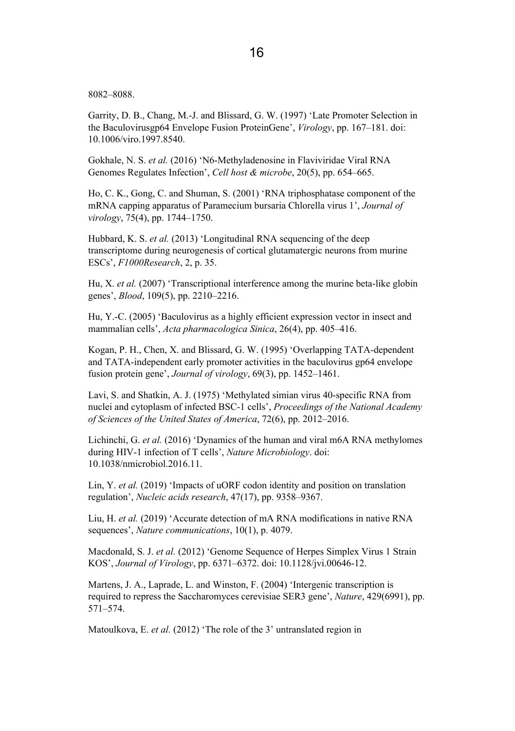8082–8088.

Garrity, D. B., Chang, M.-J. and Blissard, G. W. (1997) 'Late Promoter Selection in the Baculovirusgp64 Envelope Fusion ProteinGene', *Virology*, pp. 167–181. doi: 10.1006/viro.1997.8540.

Gokhale, N. S. *et al.* (2016) 'N6-Methyladenosine in Flaviviridae Viral RNA Genomes Regulates Infection', *Cell host & microbe*, 20(5), pp. 654–665.

Ho, C. K., Gong, C. and Shuman, S. (2001) 'RNA triphosphatase component of the mRNA capping apparatus of Paramecium bursaria Chlorella virus 1', *Journal of virology*, 75(4), pp. 1744–1750.

Hubbard, K. S. *et al.* (2013) 'Longitudinal RNA sequencing of the deep transcriptome during neurogenesis of cortical glutamatergic neurons from murine ESCs', *F1000Research*, 2, p. 35.

Hu, X. *et al.* (2007) 'Transcriptional interference among the murine beta-like globin genes', *Blood*, 109(5), pp. 2210–2216.

Hu, Y.-C. (2005) 'Baculovirus as a highly efficient expression vector in insect and mammalian cells', *Acta pharmacologica Sinica*, 26(4), pp. 405–416.

Kogan, P. H., Chen, X. and Blissard, G. W. (1995) 'Overlapping TATA-dependent and TATA-independent early promoter activities in the baculovirus gp64 envelope fusion protein gene', *Journal of virology*, 69(3), pp. 1452–1461.

Lavi, S. and Shatkin, A. J. (1975) 'Methylated simian virus 40-specific RNA from nuclei and cytoplasm of infected BSC-1 cells', *Proceedings of the National Academy of Sciences of the United States of America*, 72(6), pp. 2012–2016.

Lichinchi, G. *et al.* (2016) 'Dynamics of the human and viral m6A RNA methylomes during HIV-1 infection of T cells', *Nature Microbiology*. doi: 10.1038/nmicrobiol.2016.11.

Lin, Y. *et al.* (2019) 'Impacts of uORF codon identity and position on translation regulation', *Nucleic acids research*, 47(17), pp. 9358–9367.

Liu, H. *et al.* (2019) 'Accurate detection of mA RNA modifications in native RNA sequences', *Nature communications*, 10(1), p. 4079.

Macdonald, S. J. *et al.* (2012) 'Genome Sequence of Herpes Simplex Virus 1 Strain KOS', *Journal of Virology*, pp. 6371–6372. doi: 10.1128/jvi.00646-12.

Martens, J. A., Laprade, L. and Winston, F. (2004) 'Intergenic transcription is required to repress the Saccharomyces cerevisiae SER3 gene', *Nature*, 429(6991), pp. 571–574.

Matoulkova, E. *et al.* (2012) 'The role of the 3' untranslated region in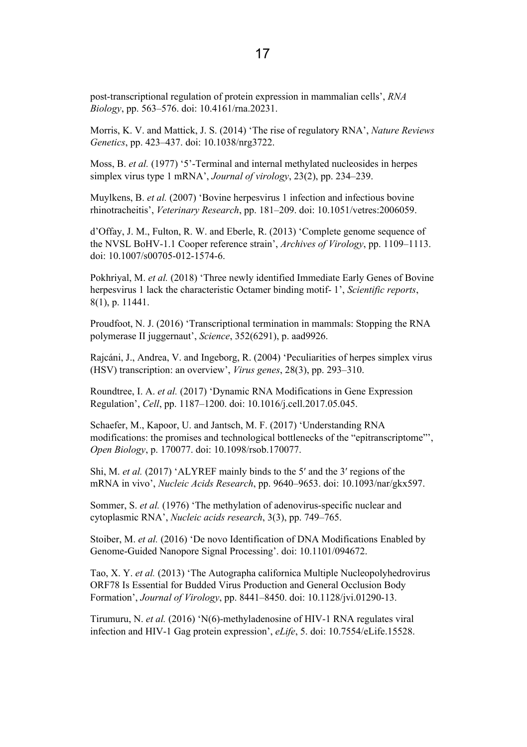post-transcriptional regulation of protein expression in mammalian cells', *RNA Biology*, pp. 563–576. doi: 10.4161/rna.20231.

Morris, K. V. and Mattick, J. S. (2014) 'The rise of regulatory RNA', *Nature Reviews Genetics*, pp. 423–437. doi: 10.1038/nrg3722.

Moss, B. *et al.* (1977) '5'-Terminal and internal methylated nucleosides in herpes simplex virus type 1 mRNA', *Journal of virology*, 23(2), pp. 234–239.

Muylkens, B. *et al.* (2007) 'Bovine herpesvirus 1 infection and infectious bovine rhinotracheitis', *Veterinary Research*, pp. 181–209. doi: 10.1051/vetres:2006059.

d'Offay, J. M., Fulton, R. W. and Eberle, R. (2013) 'Complete genome sequence of the NVSL BoHV-1.1 Cooper reference strain', *Archives of Virology*, pp. 1109–1113. doi: 10.1007/s00705-012-1574-6.

Pokhriyal, M. *et al.* (2018) 'Three newly identified Immediate Early Genes of Bovine herpesvirus 1 lack the characteristic Octamer binding motif- 1', *Scientific reports*, 8(1), p. 11441.

Proudfoot, N. J. (2016) 'Transcriptional termination in mammals: Stopping the RNA polymerase II juggernaut', *Science*, 352(6291), p. aad9926.

Rajcáni, J., Andrea, V. and Ingeborg, R. (2004) 'Peculiarities of herpes simplex virus (HSV) transcription: an overview', *Virus genes*, 28(3), pp. 293–310.

Roundtree, I. A. *et al.* (2017) 'Dynamic RNA Modifications in Gene Expression Regulation', *Cell*, pp. 1187–1200. doi: 10.1016/j.cell.2017.05.045.

Schaefer, M., Kapoor, U. and Jantsch, M. F. (2017) 'Understanding RNA modifications: the promises and technological bottlenecks of the "epitranscriptome"', *Open Biology*, p. 170077. doi: 10.1098/rsob.170077.

Shi, M. *et al.* (2017) 'ALYREF mainly binds to the 5′ and the 3′ regions of the mRNA in vivo', *Nucleic Acids Research*, pp. 9640–9653. doi: 10.1093/nar/gkx597.

Sommer, S. *et al.* (1976) 'The methylation of adenovirus-specific nuclear and cytoplasmic RNA', *Nucleic acids research*, 3(3), pp. 749–765.

Stoiber, M. *et al.* (2016) 'De novo Identification of DNA Modifications Enabled by Genome-Guided Nanopore Signal Processing'. doi: 10.1101/094672.

Tao, X. Y. *et al.* (2013) 'The Autographa californica Multiple Nucleopolyhedrovirus ORF78 Is Essential for Budded Virus Production and General Occlusion Body Formation', *Journal of Virology*, pp. 8441–8450. doi: 10.1128/jvi.01290-13.

Tirumuru, N. *et al.* (2016) 'N(6)-methyladenosine of HIV-1 RNA regulates viral infection and HIV-1 Gag protein expression', *eLife*, 5. doi: 10.7554/eLife.15528.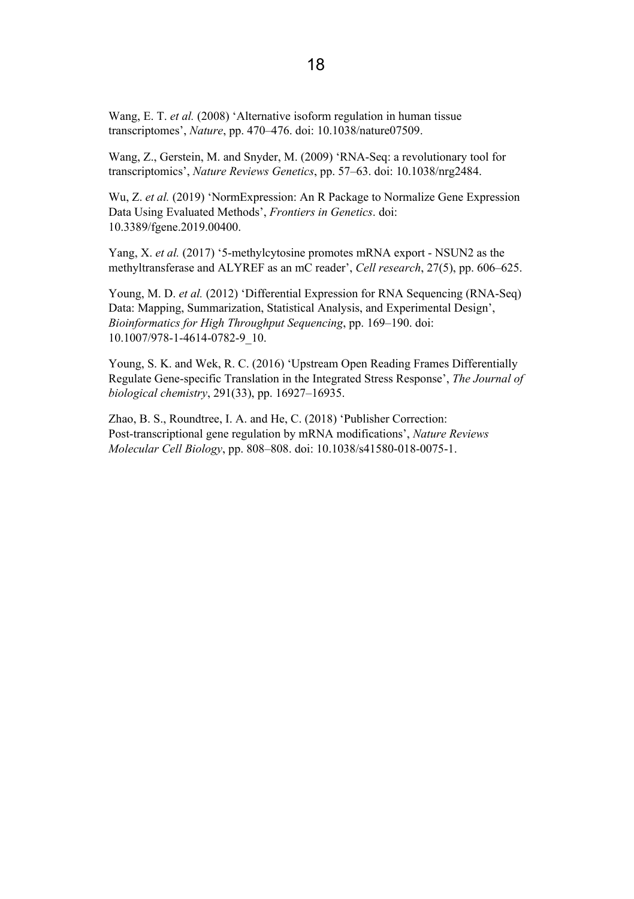Wang, E. T. *et al.* (2008) 'Alternative isoform regulation in human tissue transcriptomes', *Nature*, pp. 470–476. doi: 10.1038/nature07509.

Wang, Z., Gerstein, M. and Snyder, M. (2009) 'RNA-Seq: a revolutionary tool for transcriptomics', *Nature Reviews Genetics*, pp. 57–63. doi: 10.1038/nrg2484.

Wu, Z. *et al.* (2019) 'NormExpression: An R Package to Normalize Gene Expression Data Using Evaluated Methods', *Frontiers in Genetics*. doi: 10.3389/fgene.2019.00400.

Yang, X. *et al.* (2017) '5-methylcytosine promotes mRNA export - NSUN2 as the methyltransferase and ALYREF as an mC reader', *Cell research*, 27(5), pp. 606–625.

Young, M. D. *et al.* (2012) 'Differential Expression for RNA Sequencing (RNA-Seq) Data: Mapping, Summarization, Statistical Analysis, and Experimental Design', *Bioinformatics for High Throughput Sequencing*, pp. 169–190. doi: 10.1007/978-1-4614-0782-9_10.

Young, S. K. and Wek, R. C. (2016) 'Upstream Open Reading Frames Differentially Regulate Gene-specific Translation in the Integrated Stress Response', *The Journal of biological chemistry*, 291(33), pp. 16927–16935.

Zhao, B. S., Roundtree, I. A. and He, C. (2018) 'Publisher Correction: Post-transcriptional gene regulation by mRNA modifications', *Nature Reviews Molecular Cell Biology*, pp. 808–808. doi: 10.1038/s41580-018-0075-1.